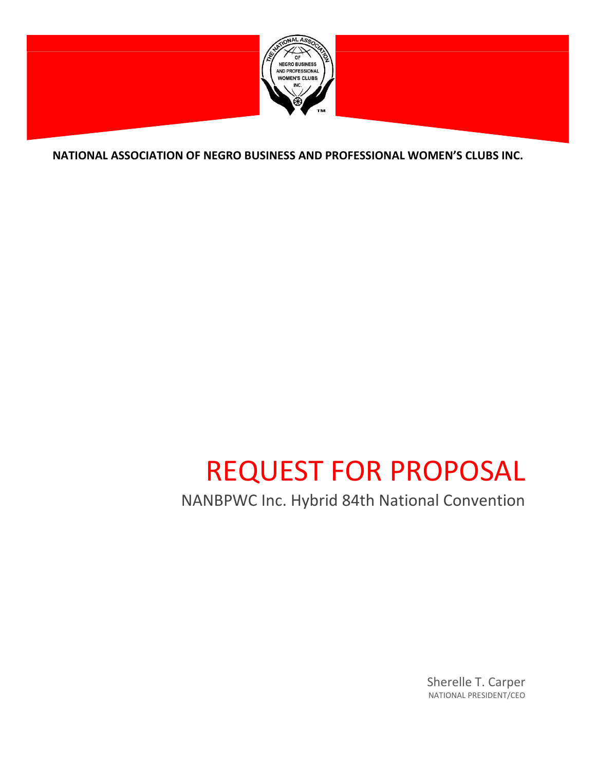**NATIONAL ASSOCIATION OF NEGRO BUSINESS AND PROFESSIONAL WOMEN'S CLUBS INC.**

# REQUEST FOR PROPOSAL

## NANBPWC Inc. Hybrid 84th National Convention

Sherelle T. Carper
NATIONAL PRESIDENT/CEO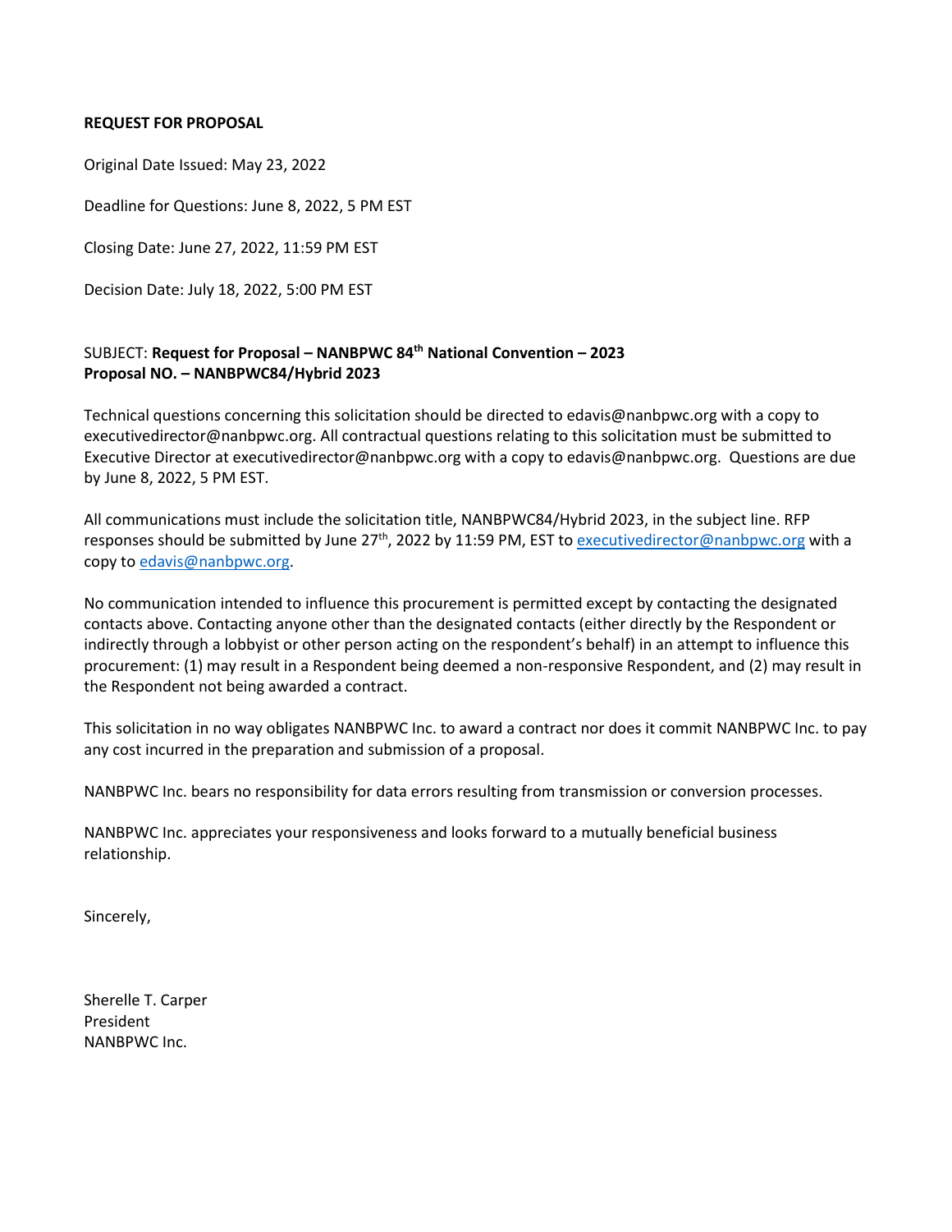**REQUEST FOR PROPOSAL**

Original Date Issued: May 23, 2022

Deadline for Questions: June 8, 2022, 5 PM EST

Closing Date: June 27, 2022, 11:59 PM EST

Decision Date: July 18, 2022, 5:00 PM EST

SUBJECT: **Request for Proposal – NANBPWC 84th National Convention – 2023**
**Proposal NO. – NANBPWC84/Hybrid 2023**

Technical questions concerning this solicitation should be directed to edavis@nanbpwc.org with a copy to executivedirector@nanbpwc.org. All contractual questions relating to this solicitation must be submitted to Executive Director at executivedirector@nanbpwc.org with a copy to edavis@nanbpwc.org. Questions are due by June 8, 2022, 5 PM EST.

All communications must include the solicitation title, NANBPWC84/Hybrid 2023, in the subject line. RFP responses should be submitted by June 27th, 2022 by 11:59 PM, EST to executivedirector@nanbpwc.org with a copy to edavis@nanbpwc.org.

No communication intended to influence this procurement is permitted except by contacting the designated contacts above. Contacting anyone other than the designated contacts (either directly by the Respondent or indirectly through a lobbyist or other person acting on the respondent's behalf) in an attempt to influence this procurement: (1) may result in a Respondent being deemed a non-responsive Respondent, and (2) may result in the Respondent not being awarded a contract.

This solicitation in no way obligates NANBPWC Inc. to award a contract nor does it commit NANBPWC Inc. to pay any cost incurred in the preparation and submission of a proposal.

NANBPWC Inc. bears no responsibility for data errors resulting from transmission or conversion processes.

NANBPWC Inc. appreciates your responsiveness and looks forward to a mutually beneficial business relationship.

Sincerely,

Sherelle T. Carper
President
NANBPWC Inc.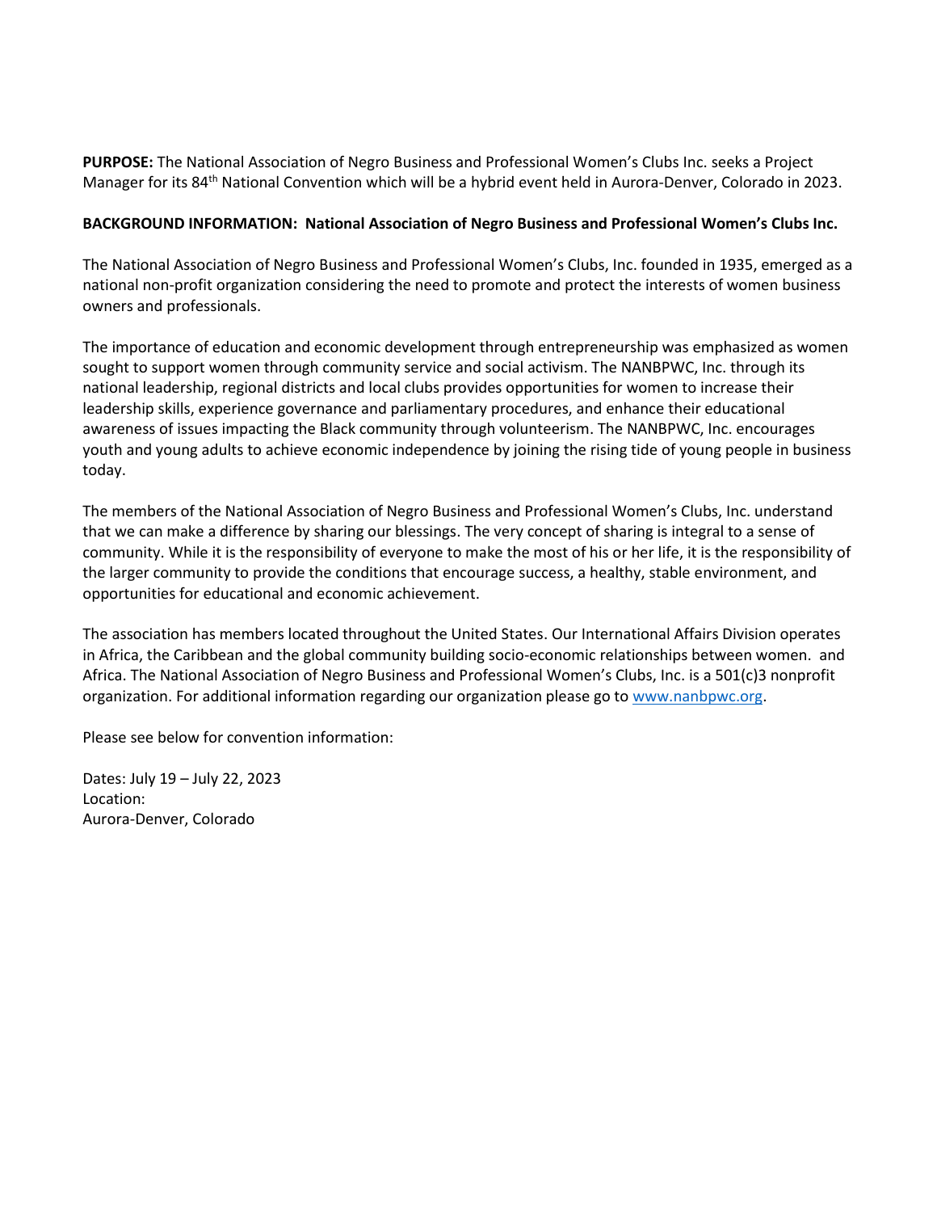**PURPOSE:** The National Association of Negro Business and Professional Women's Clubs Inc. seeks a Project Manager for its 84th National Convention which will be a hybrid event held in Aurora-Denver, Colorado in 2023.

**BACKGROUND INFORMATION: National Association of Negro Business and Professional Women's Clubs Inc.**

The National Association of Negro Business and Professional Women's Clubs, Inc. founded in 1935, emerged as a national non-profit organization considering the need to promote and protect the interests of women business owners and professionals.

The importance of education and economic development through entrepreneurship was emphasized as women sought to support women through community service and social activism. The NANBPWC, Inc. through its national leadership, regional districts and local clubs provides opportunities for women to increase their leadership skills, experience governance and parliamentary procedures, and enhance their educational awareness of issues impacting the Black community through volunteerism. The NANBPWC, Inc. encourages youth and young adults to achieve economic independence by joining the rising tide of young people in business today.

The members of the National Association of Negro Business and Professional Women's Clubs, Inc. understand that we can make a difference by sharing our blessings. The very concept of sharing is integral to a sense of community. While it is the responsibility of everyone to make the most of his or her life, it is the responsibility of the larger community to provide the conditions that encourage success, a healthy, stable environment, and opportunities for educational and economic achievement.

The association has members located throughout the United States. Our International Affairs Division operates in Africa, the Caribbean and the global community building socio-economic relationships between women. and Africa. The National Association of Negro Business and Professional Women's Clubs, Inc. is a 501(c)3 nonprofit organization. For additional information regarding our organization please go to www.nanbpwc.org.

Please see below for convention information:

Dates: July 19 – July 22, 2023
Location:
Aurora-Denver, Colorado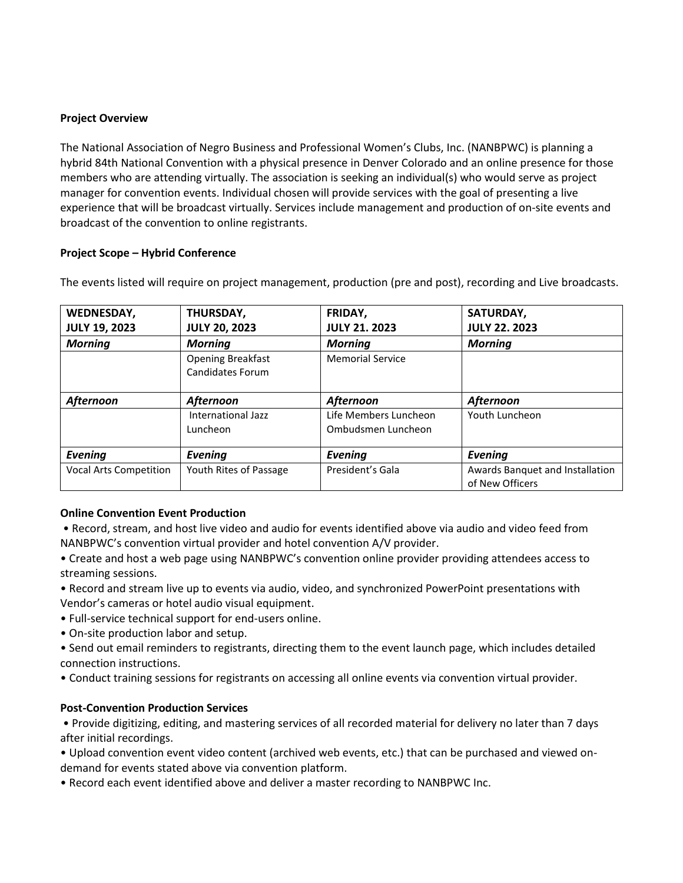**Project Overview**

The National Association of Negro Business and Professional Women's Clubs, Inc. (NANBPWC) is planning a hybrid 84th National Convention with a physical presence in Denver Colorado and an online presence for those members who are attending virtually. The association is seeking an individual(s) who would serve as project manager for convention events. Individual chosen will provide services with the goal of presenting a live experience that will be broadcast virtually. Services include management and production of on-site events and broadcast of the convention to online registrants.

**Project Scope – Hybrid Conference**

The events listed will require on project management, production (pre and post), recording and Live broadcasts.

| **WEDNESDAY, JULY 19, 2023** | **THURSDAY, JULY 20, 2023** | **FRIDAY, JULY 21. 2023** | **SATURDAY, JULY 22. 2023** |
|---|---|---|---|
| ***Morning*** | ***Morning*** | ***Morning*** | ***Morning*** |
| | Opening Breakfast<br>Candidates Forum | Memorial Service | |
| ***Afternoon*** | ***Afternoon*** | ***Afternoon*** | ***Afternoon*** |
| | International Jazz Luncheon | Life Members Luncheon<br>Ombudsmen Luncheon | Youth Luncheon |
| ***Evening*** | ***Evening*** | ***Evening*** | ***Evening*** |
| Vocal Arts Competition | Youth Rites of Passage | President's Gala | Awards Banquet and Installation of New Officers |

**Online Convention Event Production**

- Record, stream, and host live video and audio for events identified above via audio and video feed from NANBPWC's convention virtual provider and hotel convention A/V provider.
- Create and host a web page using NANBPWC's convention online provider providing attendees access to streaming sessions.
- Record and stream live up to events via audio, video, and synchronized PowerPoint presentations with Vendor's cameras or hotel audio visual equipment.
- Full-service technical support for end-users online.
- On-site production labor and setup.
- Send out email reminders to registrants, directing them to the event launch page, which includes detailed connection instructions.
- Conduct training sessions for registrants on accessing all online events via convention virtual provider.

**Post-Convention Production Services**

- Provide digitizing, editing, and mastering services of all recorded material for delivery no later than 7 days after initial recordings.
- Upload convention event video content (archived web events, etc.) that can be purchased and viewed on-demand for events stated above via convention platform.
- Record each event identified above and deliver a master recording to NANBPWC Inc.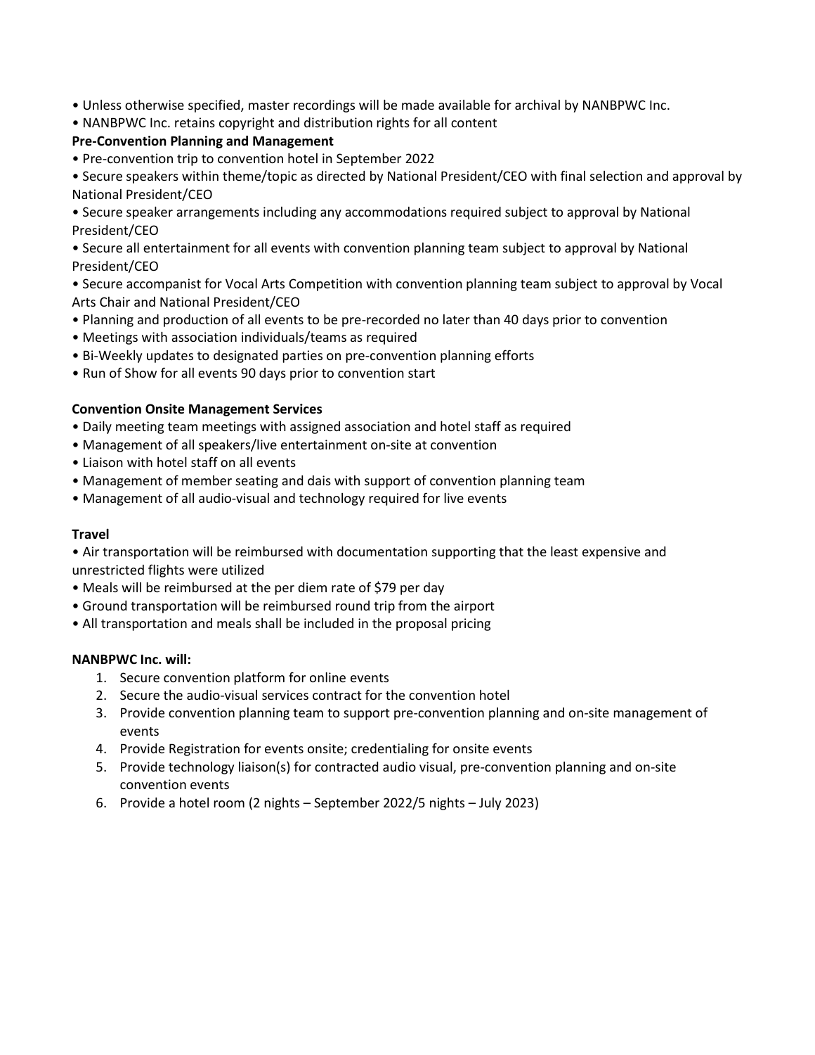- Unless otherwise specified, master recordings will be made available for archival by NANBPWC Inc.
- NANBPWC Inc. retains copyright and distribution rights for all content

**Pre-Convention Planning and Management**

- Pre-convention trip to convention hotel in September 2022
- Secure speakers within theme/topic as directed by National President/CEO with final selection and approval by National President/CEO
- Secure speaker arrangements including any accommodations required subject to approval by National President/CEO
- Secure all entertainment for all events with convention planning team subject to approval by National President/CEO
- Secure accompanist for Vocal Arts Competition with convention planning team subject to approval by Vocal Arts Chair and National President/CEO
- Planning and production of all events to be pre-recorded no later than 40 days prior to convention
- Meetings with association individuals/teams as required
- Bi-Weekly updates to designated parties on pre-convention planning efforts
- Run of Show for all events 90 days prior to convention start

**Convention Onsite Management Services**

- Daily meeting team meetings with assigned association and hotel staff as required
- Management of all speakers/live entertainment on-site at convention
- Liaison with hotel staff on all events
- Management of member seating and dais with support of convention planning team
- Management of all audio-visual and technology required for live events

**Travel**

- Air transportation will be reimbursed with documentation supporting that the least expensive and unrestricted flights were utilized
- Meals will be reimbursed at the per diem rate of $79 per day
- Ground transportation will be reimbursed round trip from the airport
- All transportation and meals shall be included in the proposal pricing

**NANBPWC Inc. will:**

1. Secure convention platform for online events
2. Secure the audio-visual services contract for the convention hotel
3. Provide convention planning team to support pre-convention planning and on-site management of events
4. Provide Registration for events onsite; credentialing for onsite events
5. Provide technology liaison(s) for contracted audio visual, pre-convention planning and on-site convention events
6. Provide a hotel room (2 nights – September 2022/5 nights – July 2023)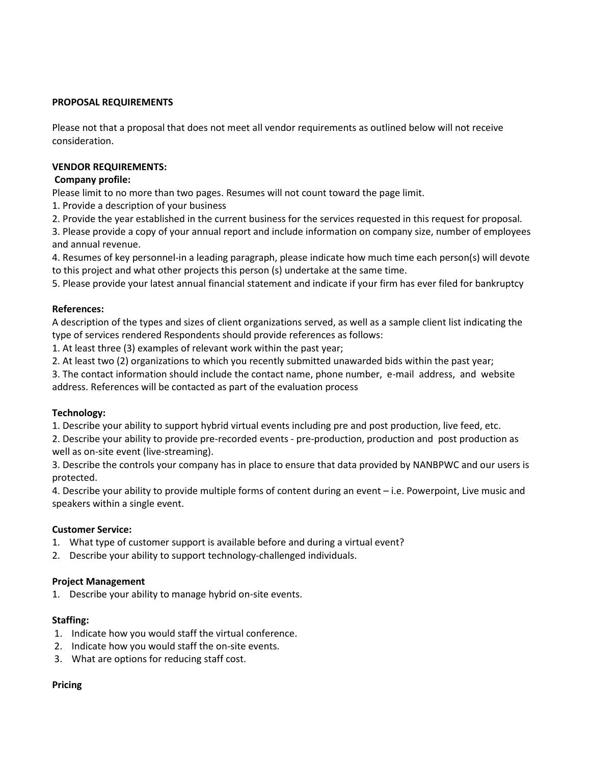**PROPOSAL REQUIREMENTS**

Please not that a proposal that does not meet all vendor requirements as outlined below will not receive consideration.

**VENDOR REQUIREMENTS:**

**Company profile:**

Please limit to no more than two pages. Resumes will not count toward the page limit.

1. Provide a description of your business
2. Provide the year established in the current business for the services requested in this request for proposal.
3. Please provide a copy of your annual report and include information on company size, number of employees and annual revenue.
4. Resumes of key personnel-in a leading paragraph, please indicate how much time each person(s) will devote to this project and what other projects this person (s) undertake at the same time.
5. Please provide your latest annual financial statement and indicate if your firm has ever filed for bankruptcy

**References:**

A description of the types and sizes of client organizations served, as well as a sample client list indicating the type of services rendered Respondents should provide references as follows:

1. At least three (3) examples of relevant work within the past year;
2. At least two (2) organizations to which you recently submitted unawarded bids within the past year;
3. The contact information should include the contact name, phone number, e-mail address, and website address. References will be contacted as part of the evaluation process

**Technology:**

1. Describe your ability to support hybrid virtual events including pre and post production, live feed, etc.
2. Describe your ability to provide pre-recorded events - pre-production, production and post production as well as on-site event (live-streaming).
3. Describe the controls your company has in place to ensure that data provided by NANBPWC and our users is protected.
4. Describe your ability to provide multiple forms of content during an event – i.e. Powerpoint, Live music and speakers within a single event.

**Customer Service:**

1. What type of customer support is available before and during a virtual event?
2. Describe your ability to support technology-challenged individuals.

**Project Management**

1. Describe your ability to manage hybrid on-site events.

**Staffing:**

1. Indicate how you would staff the virtual conference.
2. Indicate how you would staff the on-site events.
3. What are options for reducing staff cost.

**Pricing**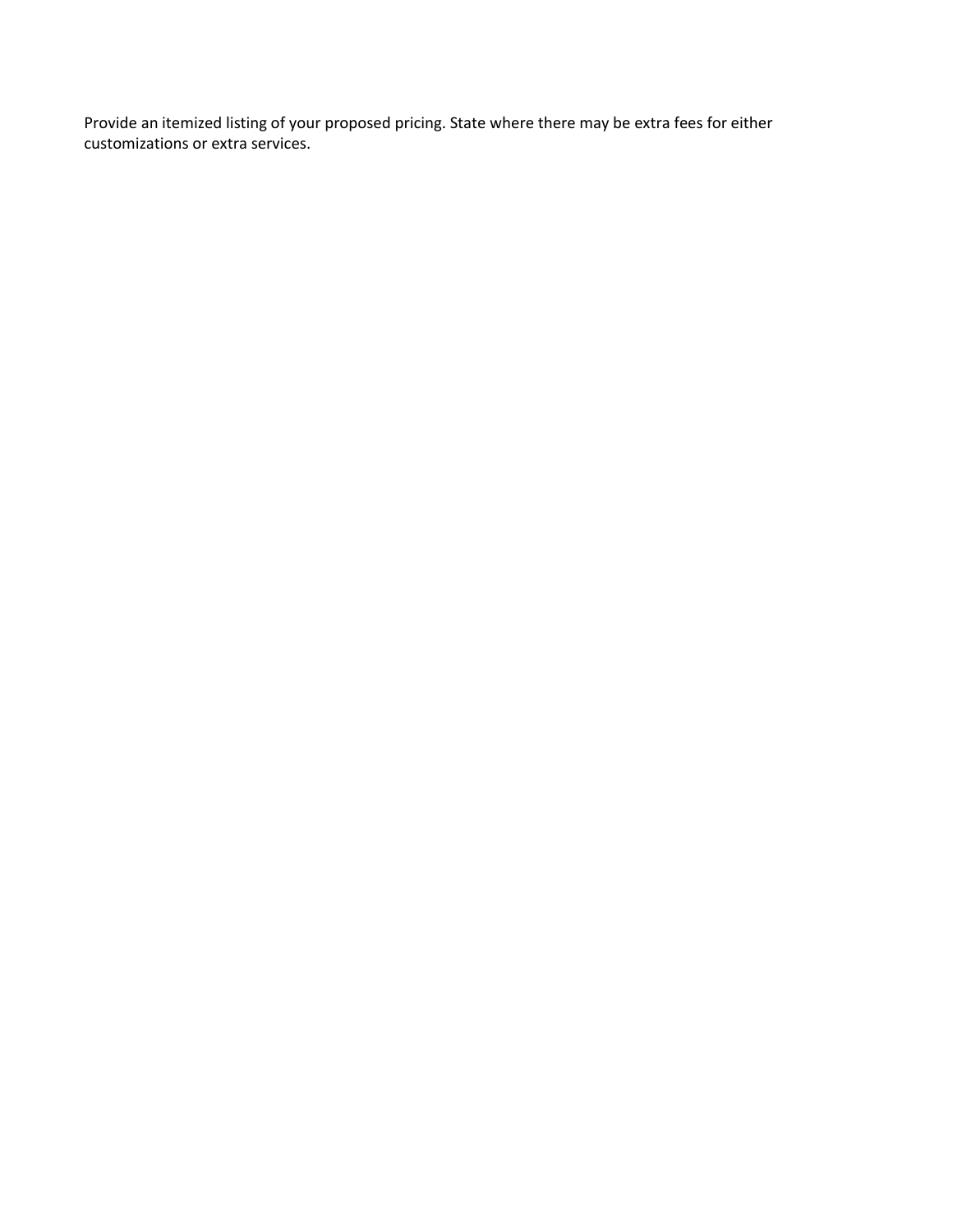Provide an itemized listing of your proposed pricing. State where there may be extra fees for either customizations or extra services.